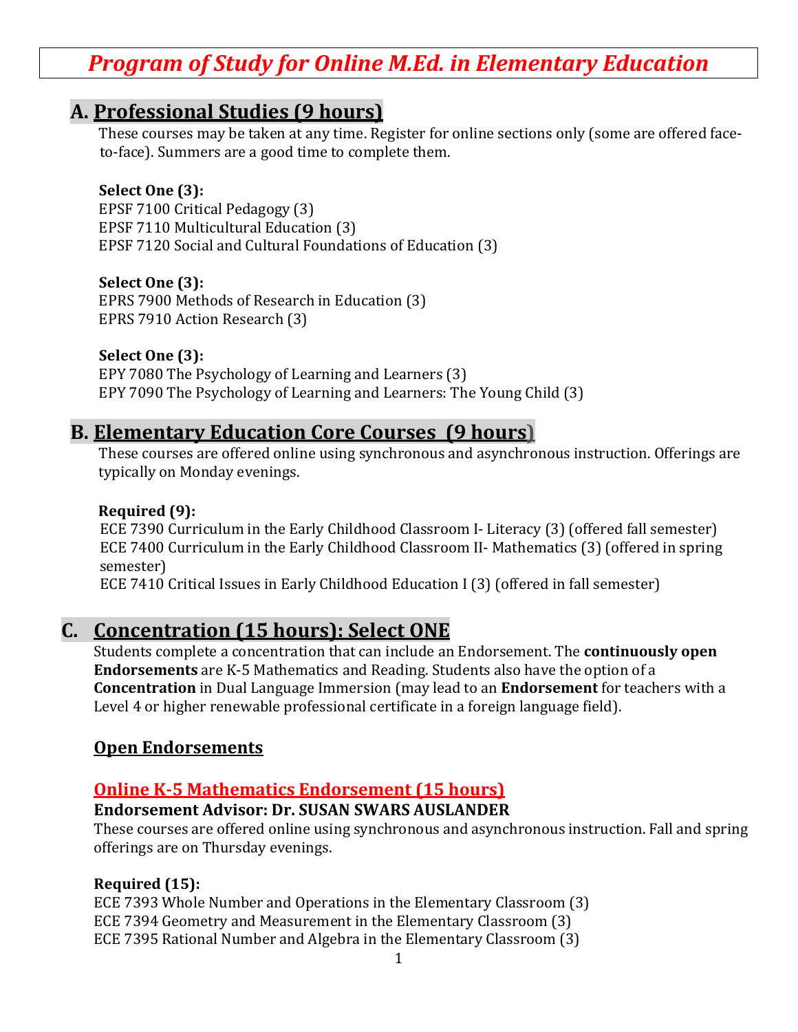# *Program of Study for Online M.Ed. in Elementary Education*

## A. Professional Studies (9 hours)

These courses may be taken at any time. Register for online sections only (some are offered face-to-face). Summers are a good time to complete them.

**Select One (3):**
EPSF 7100 Critical Pedagogy (3)
EPSF 7110 Multicultural Education (3)
EPSF 7120 Social and Cultural Foundations of Education (3)

**Select One (3):**
EPRS 7900 Methods of Research in Education (3)
EPRS 7910 Action Research (3)

**Select One (3):**
EPY 7080 The Psychology of Learning and Learners (3)
EPY 7090 The Psychology of Learning and Learners: The Young Child (3)

## B. Elementary Education Core Courses (9 hours)

These courses are offered online using synchronous and asynchronous instruction. Offerings are typically on Monday evenings.

**Required (9):**
ECE 7390 Curriculum in the Early Childhood Classroom I- Literacy (3) (offered fall semester)
ECE 7400 Curriculum in the Early Childhood Classroom II- Mathematics (3) (offered in spring semester)
ECE 7410 Critical Issues in Early Childhood Education I (3) (offered in fall semester)

## C. Concentration (15 hours): Select ONE

Students complete a concentration that can include an Endorsement. The **continuously open Endorsements** are K-5 Mathematics and Reading. Students also have the option of a **Concentration** in Dual Language Immersion (may lead to an **Endorsement** for teachers with a Level 4 or higher renewable professional certificate in a foreign language field).

### Open Endorsements

### Online K-5 Mathematics Endorsement (15 hours)

**Endorsement Advisor: Dr. SUSAN SWARS AUSLANDER**

These courses are offered online using synchronous and asynchronous instruction. Fall and spring offerings are on Thursday evenings.

**Required (15):**
ECE 7393 Whole Number and Operations in the Elementary Classroom (3)
ECE 7394 Geometry and Measurement in the Elementary Classroom (3)
ECE 7395 Rational Number and Algebra in the Elementary Classroom (3)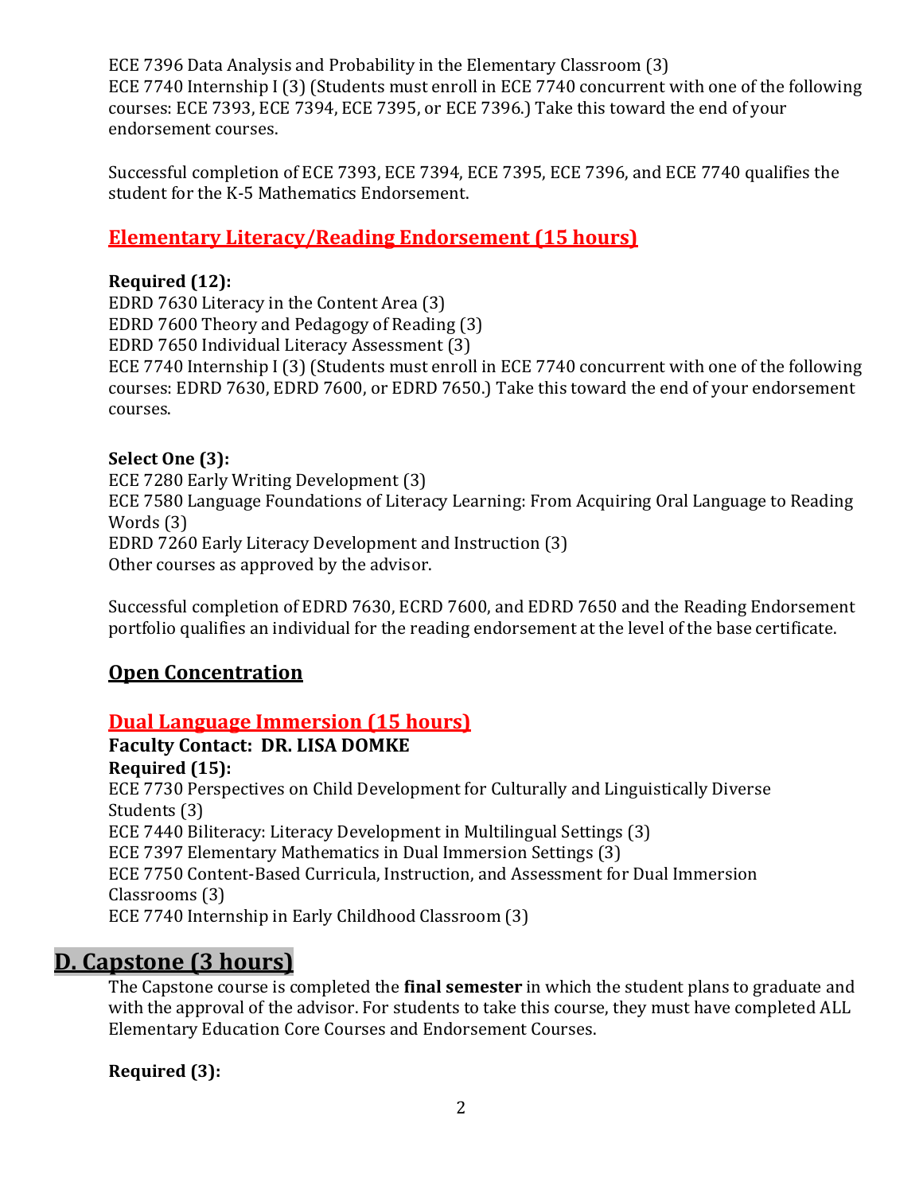ECE 7396 Data Analysis and Probability in the Elementary Classroom (3)
ECE 7740 Internship I (3) (Students must enroll in ECE 7740 concurrent with one of the following courses: ECE 7393, ECE 7394, ECE 7395, or ECE 7396.) Take this toward the end of your endorsement courses.

Successful completion of ECE 7393, ECE 7394, ECE 7395, ECE 7396, and ECE 7740 qualifies the student for the K-5 Mathematics Endorsement.

### Elementary Literacy/Reading Endorsement (15 hours)

**Required (12):**
EDRD 7630 Literacy in the Content Area (3)
EDRD 7600 Theory and Pedagogy of Reading (3)
EDRD 7650 Individual Literacy Assessment (3)
ECE 7740 Internship I (3) (Students must enroll in ECE 7740 concurrent with one of the following courses: EDRD 7630, EDRD 7600, or EDRD 7650.) Take this toward the end of your endorsement courses.

**Select One (3):**
ECE 7280 Early Writing Development (3)
ECE 7580 Language Foundations of Literacy Learning: From Acquiring Oral Language to Reading Words (3)
EDRD 7260 Early Literacy Development and Instruction (3)
Other courses as approved by the advisor.

Successful completion of EDRD 7630, ECRD 7600, and EDRD 7650 and the Reading Endorsement portfolio qualifies an individual for the reading endorsement at the level of the base certificate.

### Open Concentration

### Dual Language Immersion (15 hours)

**Faculty Contact: DR. LISA DOMKE**
**Required (15):**
ECE 7730 Perspectives on Child Development for Culturally and Linguistically Diverse Students (3)
ECE 7440 Biliteracy: Literacy Development in Multilingual Settings (3)
ECE 7397 Elementary Mathematics in Dual Immersion Settings (3)
ECE 7750 Content-Based Curricula, Instruction, and Assessment for Dual Immersion Classrooms (3)
ECE 7740 Internship in Early Childhood Classroom (3)

## D. Capstone (3 hours)

The Capstone course is completed the **final semester** in which the student plans to graduate and with the approval of the advisor. For students to take this course, they must have completed ALL Elementary Education Core Courses and Endorsement Courses.

**Required (3):**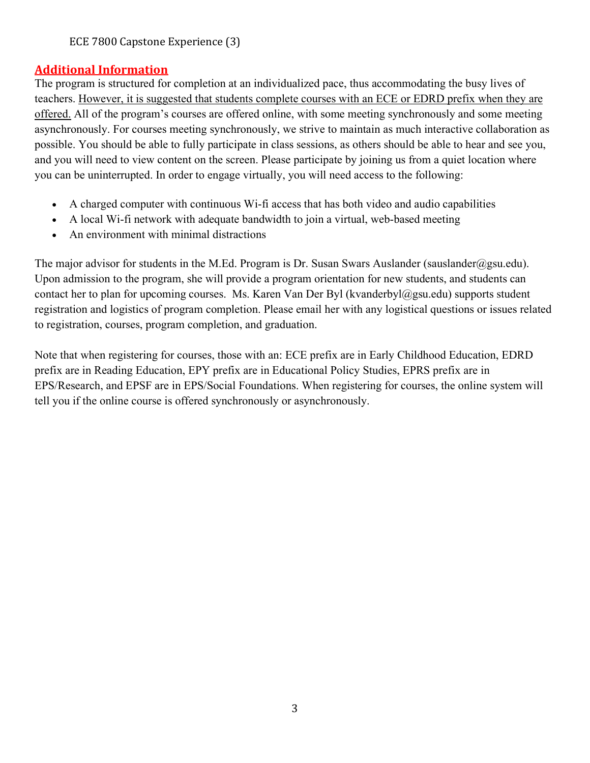ECE 7800 Capstone Experience (3)

## Additional Information

The program is structured for completion at an individualized pace, thus accommodating the busy lives of teachers. However, it is suggested that students complete courses with an ECE or EDRD prefix when they are offered. All of the program's courses are offered online, with some meeting synchronously and some meeting asynchronously. For courses meeting synchronously, we strive to maintain as much interactive collaboration as possible. You should be able to fully participate in class sessions, as others should be able to hear and see you, and you will need to view content on the screen. Please participate by joining us from a quiet location where you can be uninterrupted. In order to engage virtually, you will need access to the following:

- A charged computer with continuous Wi-fi access that has both video and audio capabilities
- A local Wi-fi network with adequate bandwidth to join a virtual, web-based meeting
- An environment with minimal distractions

The major advisor for students in the M.Ed. Program is Dr. Susan Swars Auslander (sauslander@gsu.edu). Upon admission to the program, she will provide a program orientation for new students, and students can contact her to plan for upcoming courses. Ms. Karen Van Der Byl (kvanderbyl@gsu.edu) supports student registration and logistics of program completion. Please email her with any logistical questions or issues related to registration, courses, program completion, and graduation.

Note that when registering for courses, those with an: ECE prefix are in Early Childhood Education, EDRD prefix are in Reading Education, EPY prefix are in Educational Policy Studies, EPRS prefix are in EPS/Research, and EPSF are in EPS/Social Foundations. When registering for courses, the online system will tell you if the online course is offered synchronously or asynchronously.